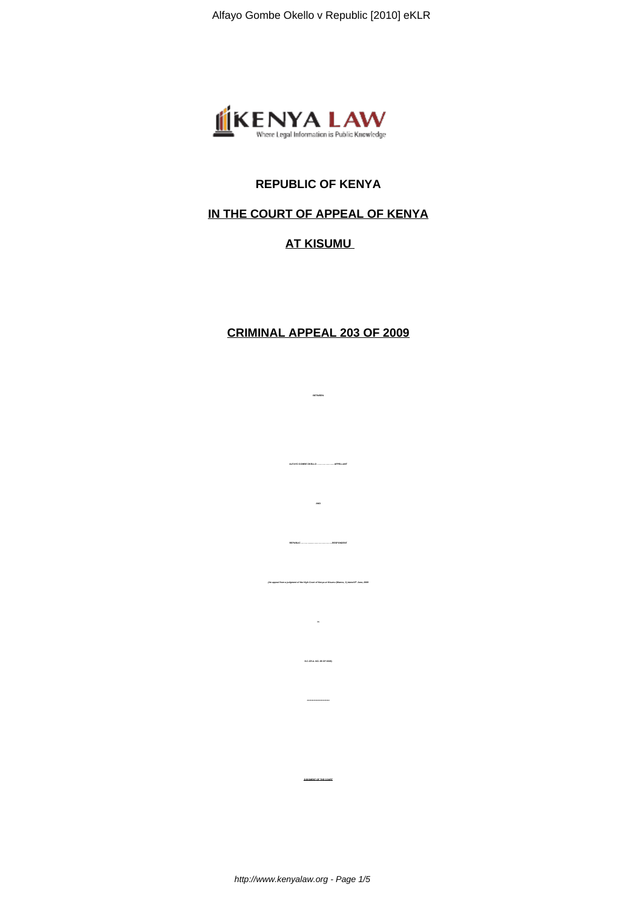**REPUBLIC OF KENYA**

**IN THE COURT OF APPEAL OF KENYA**

**AT KISUMU**

**CRIMINAL APPEAL 203 OF 2009**

BETWEEN

ALFAYO GOMBE OKELLO ……………………APPELLANT

AND

REPUBLIC …………………………………RESPONDENT

(An appeal from a judgment of the High Court of Kenya at Kisumu (Mwera, J.) dated 5th June, 2009

in

H.C.CR.A. NO. 65 OF 2008)

………………………

JUDGMENT OF THE COURT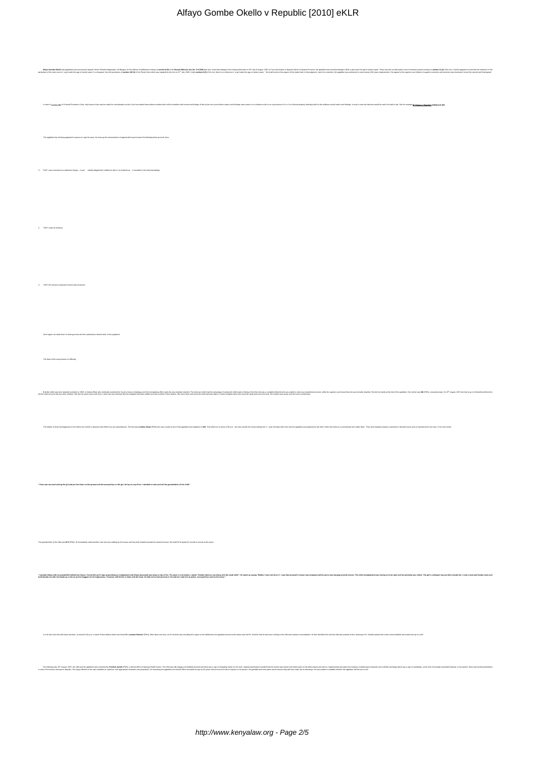*Alfayo Gombe Okello* (the appellant) was convicted by Nyando Senior Resident Magistrate, J.N Mbugua, for the offence of defilement contrary to **section 8 (3)** of the **Sexual Offences Act, No. 3 of 2006** (the Act). It had been alleged in the charge sheet that on 10th day of August, 2007 at Tura sub-location in Nyando district of Nyanza Province, the appellant had carnal knowledge of E.A, a girl under the age of sixteen years. There was also an alternative count of indecent assault contrary to **section 11 (1)** of the Act. It will be apparent at once that the reference in the particulars of the main count to 'a girl under the age of sixteen years' is a hangover from the provisions of **section 145 (1)** of the Penal Code which was repealed by the Act on 21st July, 2006. Under **section 8 (3)** of the Act, there is no reference to 'a girl under the age of sixteen years.' We shall revert to this aspect of the matter later in this judgment. Upon his conviction, the appellant was sentenced to serve twenty (20) years imprisonment. His appeal to the superior court (Makhandia J.) against conviction and sentence was dismissed; hence this second and final appeal.

In view of **section 361** of Criminal Procedure Code, only issues of law may be raised for consideration as this Court has stated times without number that it will not interfere with concurrent findings of fact by the two courts below unless such findings were made on no evidence at all or on a perversion of it or if no tribunal properly directing itself on the evidence would make such findings. In such a case the decision would be said to be bad in law. See for example ***M'Riungu v Republic* [1983] KLR 455**

The appellant has all along appeared in person to urge his case. He drew up the memorandum of appeal which puts forward the following three grounds, thus:

1. THAT I was convicted on a defective charge – it was initially alleged that I defiled an idiot or an imbecile as is recorded in the trial proceedings.

2. THAT I pray for leniency.

3. THAT the sentence imposed is harsh and excessive."

Once again, we shall revert to those grounds and the submissions thereon later in this judgment.

The facts of the case present no difficulty.

**E.A** (the child) was born mentally retarded sometime in 1992. A clinical officer who medically examined her found a history of epilepsy and the investigating officer said she was mentally retarded. The trial court which had the advantage of seeing the child made a finding of fact that she was a complete imbecile who was unable to utter any comprehensive word, while the superior court found that she was mentally retarded. She did not testify at the trial of the appellant. Her mother was **MA** (PW1), a business lady. On 10th August, 2007 she had to go to Ahero and therefore left the child at home with two other children. She did not return home until 6 p.m. when she was informed that her daughter had been defiled and was at Ahero Police Station. She went there and found the child had been taken to Ahero hospital where she found her lying down tired and sick. Her clothes were dusty and she had no underwear.

The details of what had happened to the child in her mother's absence were filled in by two eyewitnesses. The first was ***Cynthia Akinyi*** (PW3) who was a sister-in-law of the appellant and neighbour of **MA**. That afternoon at about 3.30 p.m., she was outside her house bathing her 3 ... year old baby when she saw the appellant accompanied by the child, whom she knew as a mentally retarded girl she called 'lady'. They were heading towards a deserted or disused house and on reaching there she saw, in her own words:

**"I then saw accused taking the girl and put her down on the ground and the accused lay on the girl. He lay on top of her. I decided to rush and call the grandmother of the child."**

The grandmother of the child was **M O** (PW2). M immediately called another man who was walking by her house and they both headed towards the deserted house. We shall let M speak for herself on arrival at the scene:

**"I spotted Alfayo with my grandchild behind that house. I found this girl's legs up (pointing at complainant) and Alfayo (accused) was lying on top of her. The place is a bit bushy. I asked "Gombe what are you doing with the small child". He stood up saying "Mother I have not done it'. I saw that accused's trouser was unzipped and his penis was hanging outside trouser. The child (complainant) was having no inner pant and her genitalia was visible. The girl's underpant lay just there beside her. I took a stool and Gombe came and knelt beside me with his hands up in the air and he begged me for forgiveness. I however sent for him. I came with the stool. He told me he had not done it. He told me I take him to police. Accused then went to his home."**

It is M who took the child home and later, at around 6.30 p.m. to Ahero Police Station where she found ***Pc. Leonard Kimutai*** (PW4). After about one hour, as Pc Kimutai was recording M's report on the defilement, the appellant arrived at the station and told Pc. Kimutai that he had done nothing to the child and wanted a reconciliation. M then identified him and the child also pointed at him, whereupon Pc. Kimutai placed him under arrest forthwith and locked him up in a cell.

The following day, 11th August, 2007, the child and the appellant were examined by ***Fredrick Ayieko*** (PW5), a clinical officer at Masogo Health Centre. The child was still shaggy and visibly dressed and there was a sign of strangling marks on the neck. Vaginal examination revealed that her hymen was broken and had bruises on the labia majora and minora. Vaginal swab was taken and analysis revealed sperm deposits and a whitish discharge which was a sign of candidiasis, some form of sexually transmitted disease. In his opinion, there was forceful penetration in view of the bruises and sperm deposits. The injury inflicted on her was classified as "grievous" and appropriate treatment was prescribed. On examining the appellant, the clinical officer recorded his age as 42 years old and found he had no injuries on his person. His genitalia and inner pants were however dirty with foul smell, but no discharge. He was unable to establish whether the appellant "did the act or not".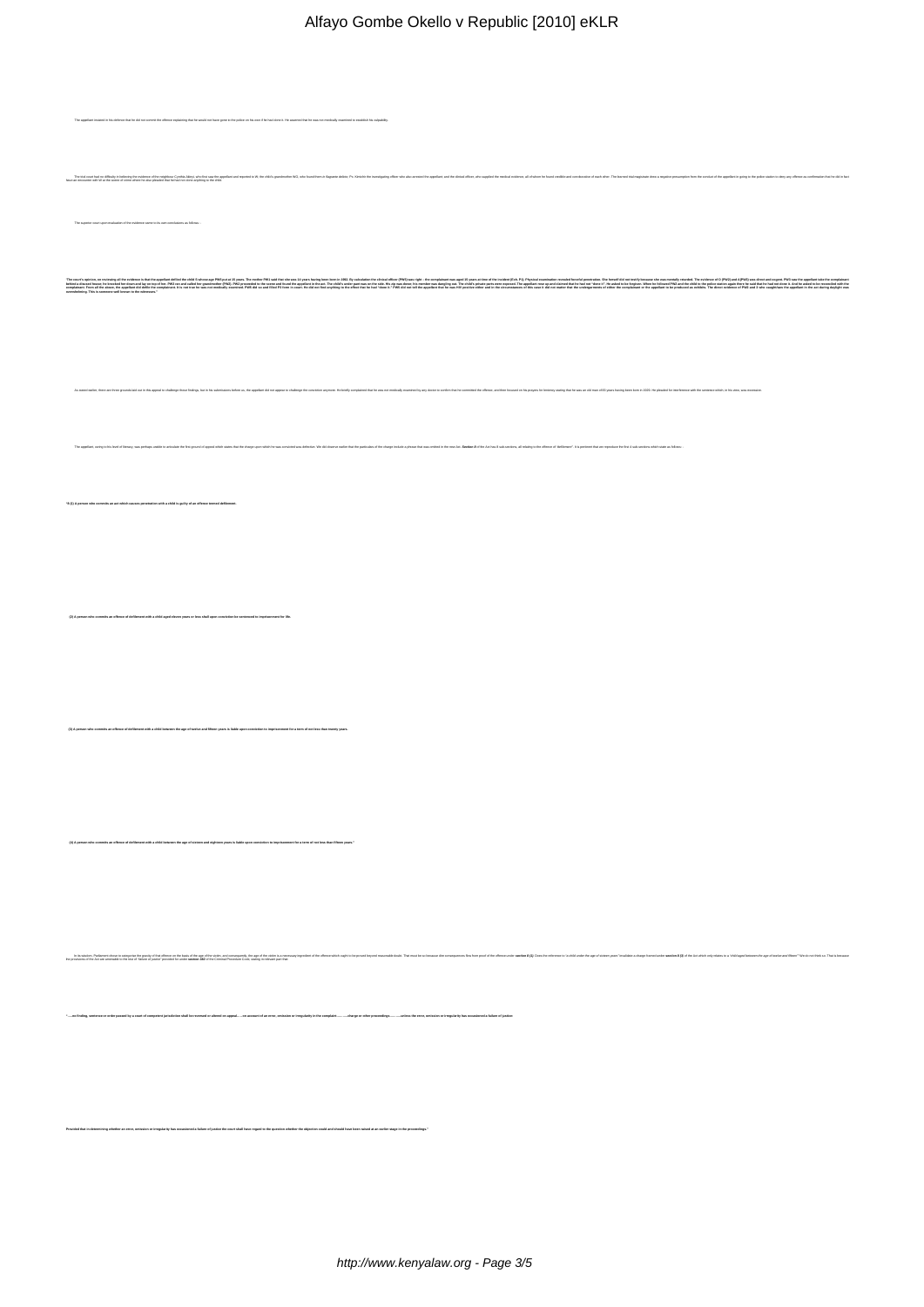The appellant insisted in his defence that he did not commit the offence explaining that he would not have gone to the police on his own if he had done it. He asserted that he was not medically examined to establish his culpability.

The trial court had no difficulty in believing the evidence of the neighbour Cynthia Atieno, who first saw the appellant and reported to W, the child's grandmother (W2), who found them in flagrante delicto, Pc. Kiriinya the investigating officer who also arrested the appellant, and the clinical officer, who supplied the medical evidence, all of whom he found credible and corroborative of each other. The learned trial magistrate drew a negative presumption from the conduct of the appellant in going to the police station to deny any offence as confirmation that he did in fact have an encounter with W at the scene of crime where he also pleaded that he had not done anything to the child.

The superior court upon evaluation of the evidence came to its own conclusions as follows: -

**"The court's opinion, on reviewing all the evidence is that the appellant defiled the child S whose age PW3 put at 15 years. The mother PW1 said that she was 14 years having been born in 1992. By calculation the clinical officer (PW3) was right – the complainant was aged 15 years at time of the incident (Exh. P1). Physical examination revealed forceful penetration. She herself did not testify because she was mentally retarded. The evidence of O (PW2) and A (PW5) was direct and cogent. PW5 saw the appellant take the complainant behind a disused house; he knocked her down and lay on top of her. PW5 ran and called her grandmother (PW2). PW2 proceeded to the scene and found the appellant in the act. The child's under pant was on the side. His zip was down; his member was dangling out. The child's private parts were exposed. The appellant rose up and claimed that he had not "done it". He asked to be forgiven. When he followed PW2 and the child to the police station again there he said that he had not done it. And he asked to be reconciled with the complainant. From all the above, the appellant did defile the complainant. It is not true he was not medically examined. PW5 did so and filed P3 form in court. He did not find anything to the effect that he had "done it." PW5 did not tell the appellant that he was HIV positive either and in the circumstances of this case it did not matter that the undergarments of either the complainant or the appellant to be produced as exhibits. The direct evidence of PW5 and 2 who caught/saw the appellant in the act during daylight was overwhelming. This is someone well known to the witnesses."**

As stated earlier, there are three grounds laid out in this appeal to challenge those findings, but in his submissions before us, the appellant did not appear to challenge the conviction anymore. He briefly complained that he was not medically examined by any doctor to confirm that he committed the offence, and then focused on his prayers for leniency stating that he was an old man of 63 years having been born in 1939. He pleaded for interference with the sentence which, in his view, was excessive.

The appellant, owing to his level of literacy, was perhaps unable to articulate the first ground of appeal which states that the charge upon which he was convicted was defective. We did observe earlier that the particulars of the charge include a phrase that was omitted in the new Act. **Section 8** of the Act has 6 sub-sections, all relating to the offence of "defilement". It is pertinent that we reproduce the first 4 sub-sections which state as follows: -

**"8.(1) A person who commits an act which causes penetration with a child is guilty of an offence termed defilement.**

**(2) A person who commits an offence of defilement with a child aged eleven years or less shall upon conviction be sentenced to imprisonment for life.**

**(3) A person who commits an offence of defilement with a child between the age of twelve and fifteen years is liable upon conviction to imprisonment for a term of not less than twenty years.**

**(4) A person who commits an offence of defilement with a child between the age of sixteen and eighteen years is liable upon conviction to imprisonment for a term of not less than fifteen years."**

In its wisdom, Parliament chose to categorize the gravity of the offence on the basis of the age of the victim, and consequently, the age of the victim is a necessary ingredient of the offence which ought to be proved beyond reasonable doubt. That must be so because dire consequences flow from proof of the offence under **section 8 (1)**. Does the reference to 'a child under the age of sixteen years' invalidate a charge framed under **section 8 (3)** of the Act which only relates to a 'child aged between the age of twelve and fifteen'? We do not think so. That is because the provisions of the Act are amenable to the test of "failure of justice" provided for under **section 382** of the Criminal Procedure Code, stating in relevant part that:

**"…..no finding, sentence or order passed by a court of competent jurisdiction shall be reversed or altered on appeal…..on account of an error, omission or irregularity in the complaint……..charge or other proceedings………unless the error, omission or irregularity has occasioned a failure of justice**

**Provided that in determining whether an error, omission or irregularity has occasioned a failure of justice the court shall have regard to the question whether the objection could and should have been raised at an earlier stage in the proceedings."**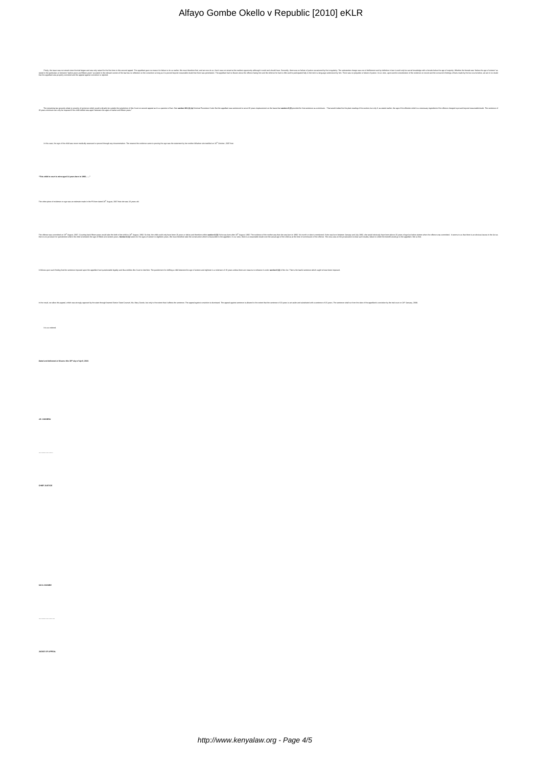Firstly, the issue was not raised since the trial began and was only raised for the first time in this second appeal. The appellant gave no reason for failure to do so earlier. We must therefore find, and we now do so, that it was not raised at the earliest opportunity although it could and should have. Secondly, there was no failure of justice occasioned by the irregularity. The substantive charge was one of defilement and by definition it could only be carnal knowledge with a female below the age of majority. Whether the female was "below the age of sixteen" as stated in the particulars or between "twelve years and fifteen years" as stated in the relevant section of the law has no reflection on the conviction so long as it is proved beyond reasonable doubt that there was penetration. The appellant had no illusion about the offence facing him and the defence he had to offer and he participated fully in the trial in a language understood by him. There was no prejudice or failure of justice. In our view, upon careful consideration of the evidence on record and the concurrent findings of facts made by the two courts below, we are in no doubt that the appellant was properly convicted and the appeal against conviction is rejected.

The remaining two grounds relate to severity of sentence which would ordinarily be outside the jurisdiction of this Court on second appeal as it is a question of fact. See **section 361 (1) (a)** Criminal Procedure Code. But the appellant was sentenced to serve 20 years imprisonment on the basis that **section 8 (3)** provided for that sentence as a minimum. That would indeed be the plain reading of the section but only if, as stated earlier, the age of the child which is a necessary ingredient of the offence charged is proved beyond reasonable doubt. The sentence of 20 years minimum can only be imposed if the child defiled was aged "between the ages of twelve and fifteen years."

In this case, the age of the child was never medically assessed or proved through any documentation. The nearest the evidence came to proving the age was the statement by the mother Nthuline who testified on 18th October, 2007 that:

**"This child in court is now aged 14 years born in 1992……"**

The other piece of evidence on age was an estimate made in the P3 form dated 20th August, 2007 that she was 15 years old.

The offence was committed on 19th August, 2007. Counting back fifteen years would take the birth of the child to 19th August, 1992. So that, the child could only have been 15 years or below and therefore within the **section 8 (3)** if she was born after 19th August, 1992. The evidence of the mother was that she was born in 1992. No month or date is mentioned. If she was born between January and July 1992, she would obviously have been above 15 years of age but below sixteen when the offence was committed. It seems to us that there is an obvious lacuna in the Act as there is no provision for punishment where the child is between the age of fifteen and sixteen years. **Section 8 (4)** caters for the ages of sixteen to eighteen years. We must therefore take the construction which is favourable to the appellant. In our view, there is a reasonable doubt over the actual age of the child as at the time of commission of the offence. The onus was on the prosecution to clear such doubts, failure to which the benefit would go to the appellant. We so find.

It follows upon such finding that the sentence imposed upon the appellant had questionable legality and thus entitles this Court to interfere. The punishment for defiling a child between the age of sixteen and eighteen is a minimum of 15 years unless there are reasons to enhance it under **section 8 (4)** of the Act. That is the lawful sentence which ought to have been imposed.

In the result, we allow this appeal, which was strongly opposed by the state through learned Senior State Counsel, Ms. Mary Oundo, but only to the extent that it affects the sentence. The appeal against conviction is dismissed. The appeal against sentence is allowed to the extent that the sentence of 20 years is set aside and substituted with a sentence of 15 years. The sentence shall run from the date of the appellant's conviction by the trial court on 24th January, 2008.

It is so ordered.

***Dated and delivered at Kisumu this 30th day of April, 2010.***

**J.E. GICHERU**

……………………………

**CHIEF JUSTICE**

**S.E.O. BOSIRE**

……………………………

**JUDGE OF APPEAL**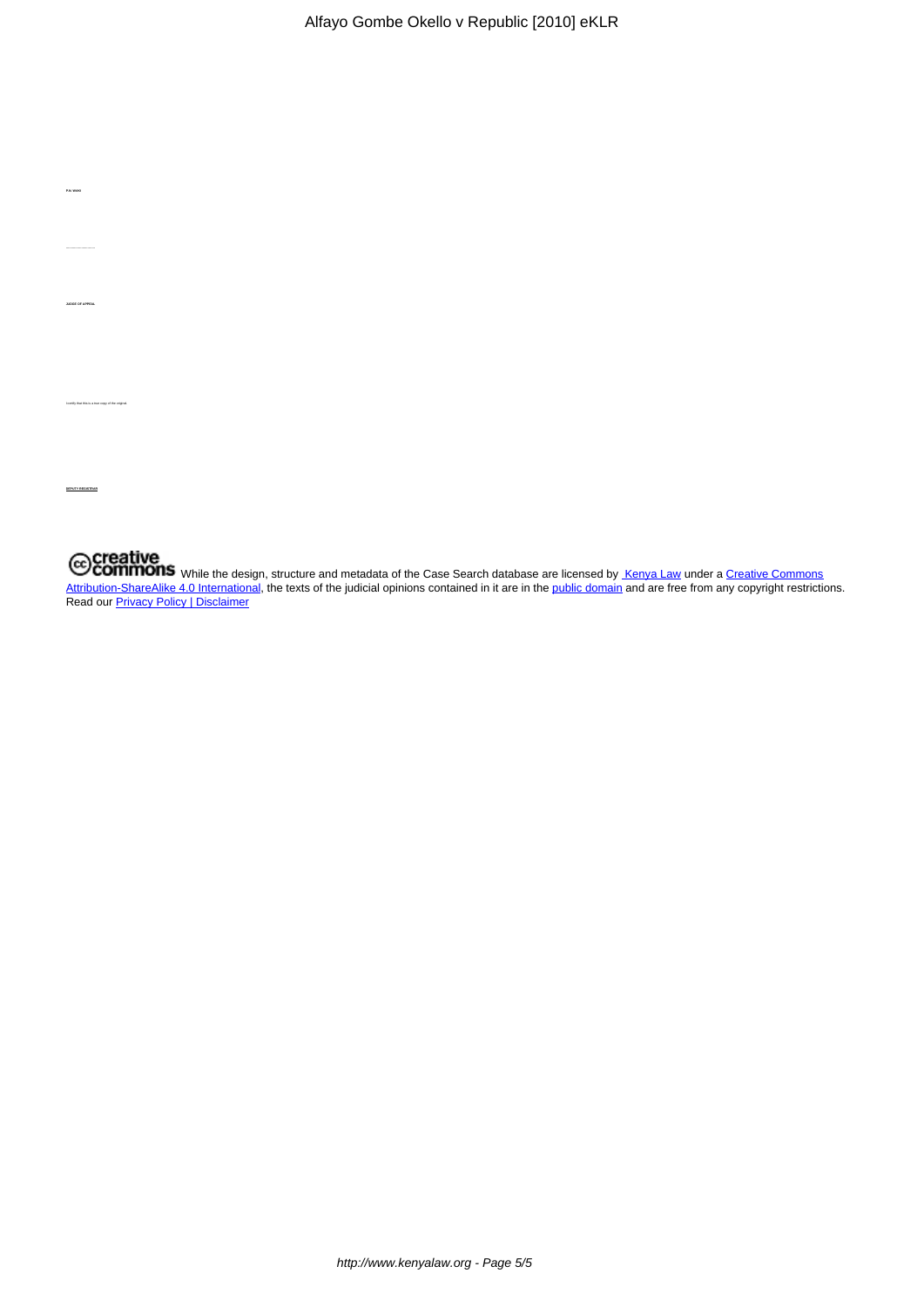P.N. WAKI

………………………

JUDGE OF APPEAL

I certify that this is a true copy of the original.

DEPUTY REGISTRAR

While the design, structure and metadata of the Case Search database are licensed by Kenya Law under a Creative Commons Attribution-ShareAlike 4.0 International, the texts of the judicial opinions contained in it are in the public domain and are free from any copyright restrictions. Read our Privacy Policy | Disclaimer